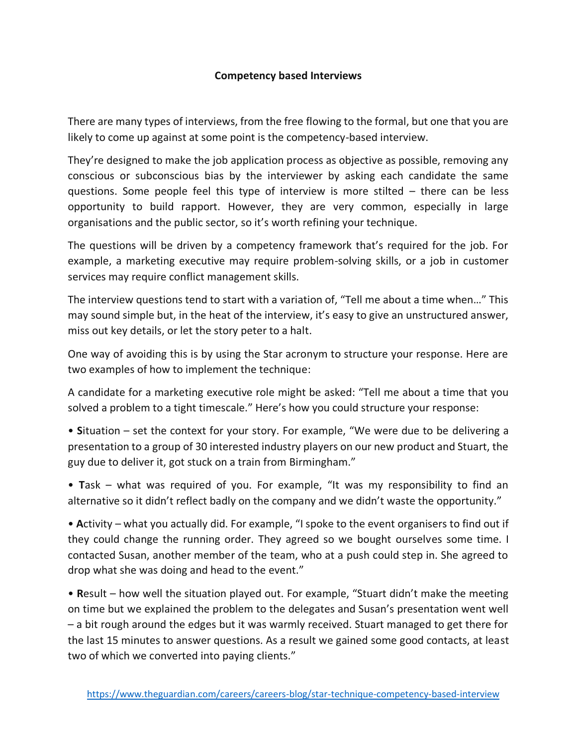# Competency based Interviews

There are many types of interviews, from the free flowing to the formal, but one that you are likely to come up against at some point is the competency-based interview.

They're designed to make the job application process as objective as possible, removing any conscious or subconscious bias by the interviewer by asking each candidate the same questions. Some people feel this type of interview is more stilted – there can be less opportunity to build rapport. However, they are very common, especially in large organisations and the public sector, so it's worth refining your technique.

The questions will be driven by a competency framework that's required for the job. For example, a marketing executive may require problem-solving skills, or a job in customer services may require conflict management skills.

The interview questions tend to start with a variation of, "Tell me about a time when…" This may sound simple but, in the heat of the interview, it's easy to give an unstructured answer, miss out key details, or let the story peter to a halt.

One way of avoiding this is by using the Star acronym to structure your response. Here are two examples of how to implement the technique:

A candidate for a marketing executive role might be asked: "Tell me about a time that you solved a problem to a tight timescale." Here's how you could structure your response:

- **S**ituation – set the context for your story. For example, "We were due to be delivering a presentation to a group of 30 interested industry players on our new product and Stuart, the guy due to deliver it, got stuck on a train from Birmingham."
- **T**ask – what was required of you. For example, "It was my responsibility to find an alternative so it didn't reflect badly on the company and we didn't waste the opportunity."
- **A**ctivity – what you actually did. For example, "I spoke to the event organisers to find out if they could change the running order. They agreed so we bought ourselves some time. I contacted Susan, another member of the team, who at a push could step in. She agreed to drop what she was doing and head to the event."
- **R**esult – how well the situation played out. For example, "Stuart didn't make the meeting on time but we explained the problem to the delegates and Susan's presentation went well – a bit rough around the edges but it was warmly received. Stuart managed to get there for the last 15 minutes to answer questions. As a result we gained some good contacts, at least two of which we converted into paying clients."

https://www.theguardian.com/careers/careers-blog/star-technique-competency-based-interview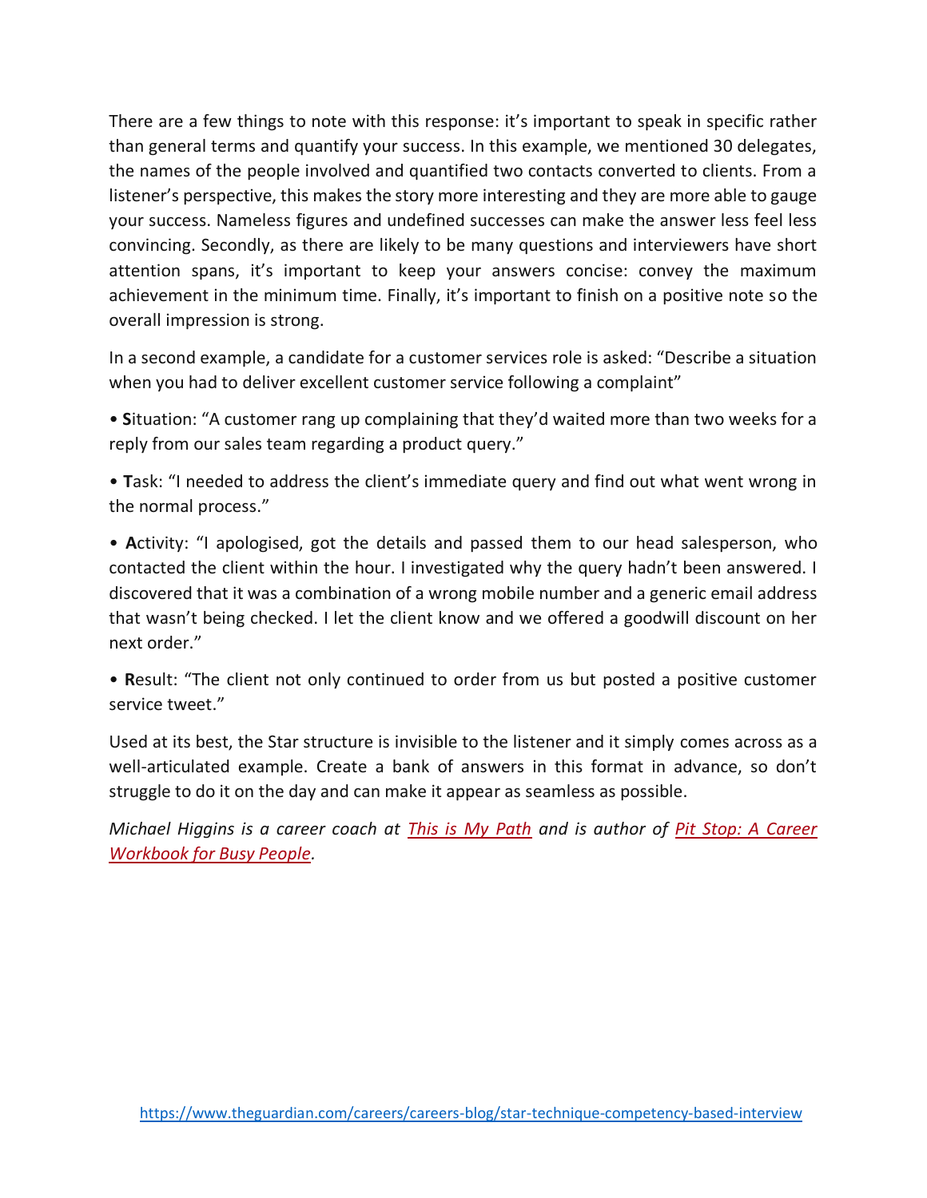There are a few things to note with this response: it's important to speak in specific rather than general terms and quantify your success. In this example, we mentioned 30 delegates, the names of the people involved and quantified two contacts converted to clients. From a listener's perspective, this makes the story more interesting and they are more able to gauge your success. Nameless figures and undefined successes can make the answer less feel less convincing. Secondly, as there are likely to be many questions and interviewers have short attention spans, it's important to keep your answers concise: convey the maximum achievement in the minimum time. Finally, it's important to finish on a positive note so the overall impression is strong.

In a second example, a candidate for a customer services role is asked: "Describe a situation when you had to deliver excellent customer service following a complaint"

- **S**ituation: "A customer rang up complaining that they'd waited more than two weeks for a reply from our sales team regarding a product query."

- **T**ask: "I needed to address the client's immediate query and find out what went wrong in the normal process."

- **A**ctivity: "I apologised, got the details and passed them to our head salesperson, who contacted the client within the hour. I investigated why the query hadn't been answered. I discovered that it was a combination of a wrong mobile number and a generic email address that wasn't being checked. I let the client know and we offered a goodwill discount on her next order."

- **R**esult: "The client not only continued to order from us but posted a positive customer service tweet."

Used at its best, the Star structure is invisible to the listener and it simply comes across as a well-articulated example. Create a bank of answers in this format in advance, so don't struggle to do it on the day and can make it appear as seamless as possible.

*Michael Higgins is a career coach at [This is My Path]() and is author of [Pit Stop: A Career Workbook for Busy People]().*

https://www.theguardian.com/careers/careers-blog/star-technique-competency-based-interview